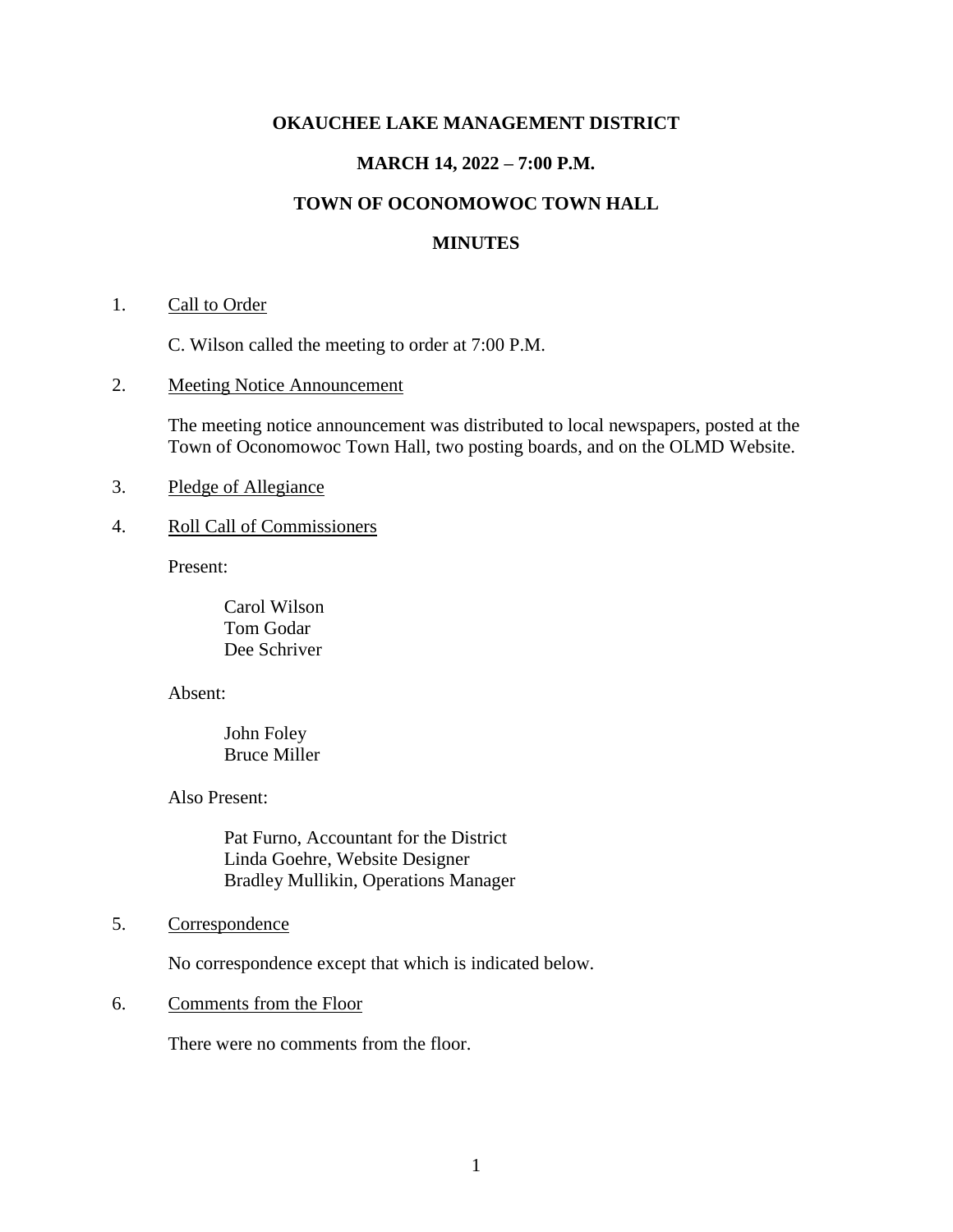# OKAUCHEE LAKE MANAGEMENT DISTRICT

## MARCH 14, 2022 – 7:00 P.M.

## TOWN OF OCONOMOWOC TOWN HALL

## MINUTES

1. Call to Order

   C. Wilson called the meeting to order at 7:00 P.M.

2. Meeting Notice Announcement

   The meeting notice announcement was distributed to local newspapers, posted at the Town of Oconomowoc Town Hall, two posting boards, and on the OLMD Website.

3. Pledge of Allegiance

4. Roll Call of Commissioners

   Present:

   Carol Wilson
   Tom Godar
   Dee Schriver

   Absent:

   John Foley
   Bruce Miller

   Also Present:

   Pat Furno, Accountant for the District
   Linda Goehre, Website Designer
   Bradley Mullikin, Operations Manager

5. Correspondence

   No correspondence except that which is indicated below.

6. Comments from the Floor

   There were no comments from the floor.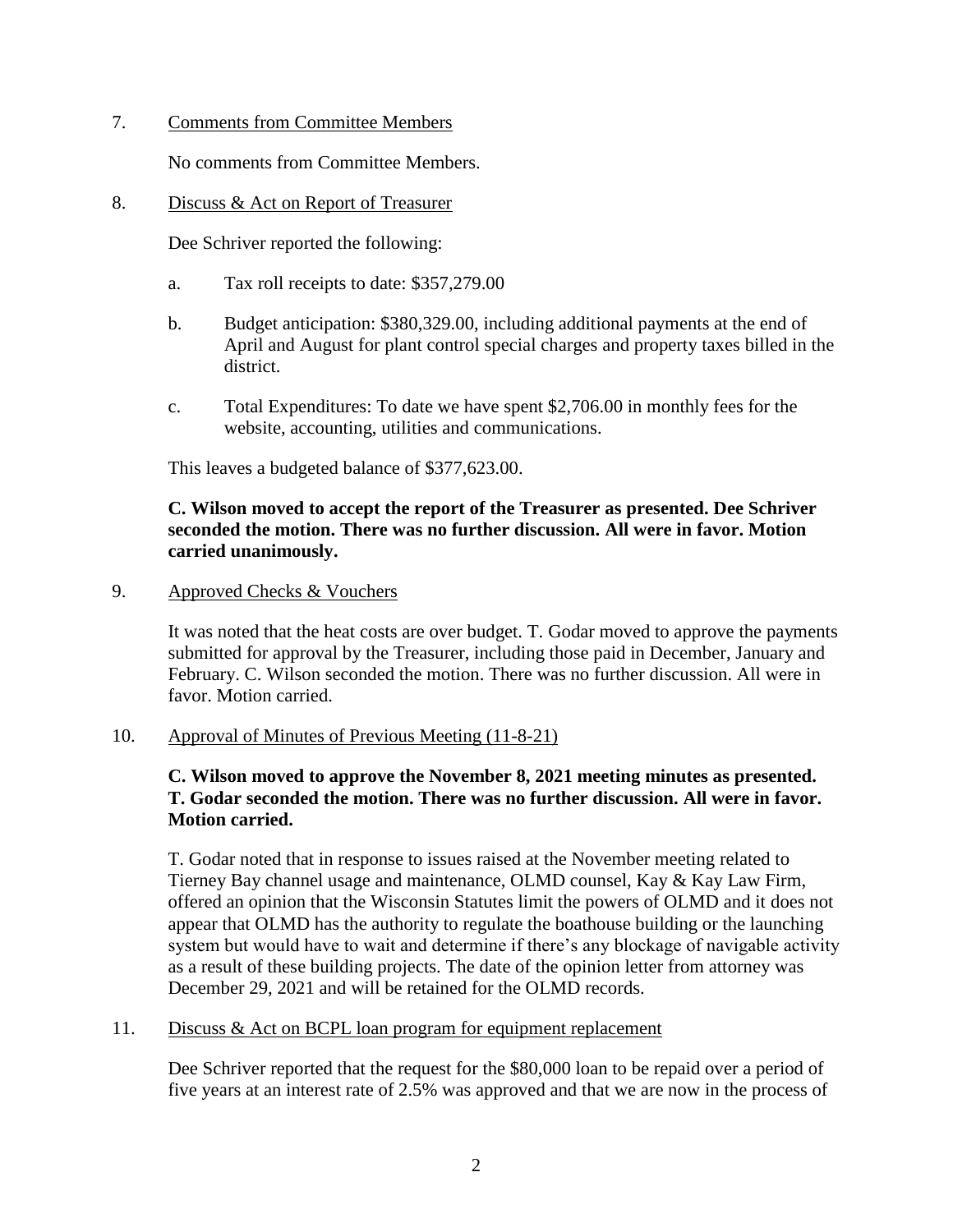7. <u>Comments from Committee Members</u>

   No comments from Committee Members.

8. <u>Discuss & Act on Report of Treasurer</u>

   Dee Schriver reported the following:

   a. Tax roll receipts to date: $357,279.00

   b. Budget anticipation: $380,329.00, including additional payments at the end of April and August for plant control special charges and property taxes billed in the district.

   c. Total Expenditures: To date we have spent $2,706.00 in monthly fees for the website, accounting, utilities and communications.

   This leaves a budgeted balance of $377,623.00.

   **C. Wilson moved to accept the report of the Treasurer as presented. Dee Schriver seconded the motion. There was no further discussion. All were in favor. Motion carried unanimously.**

9. <u>Approved Checks & Vouchers</u>

   It was noted that the heat costs are over budget. T. Godar moved to approve the payments submitted for approval by the Treasurer, including those paid in December, January and February. C. Wilson seconded the motion. There was no further discussion. All were in favor. Motion carried.

10. <u>Approval of Minutes of Previous Meeting (11-8-21)</u>

    **C. Wilson moved to approve the November 8, 2021 meeting minutes as presented. T. Godar seconded the motion. There was no further discussion. All were in favor. Motion carried.**

    T. Godar noted that in response to issues raised at the November meeting related to Tierney Bay channel usage and maintenance, OLMD counsel, Kay & Kay Law Firm, offered an opinion that the Wisconsin Statutes limit the powers of OLMD and it does not appear that OLMD has the authority to regulate the boathouse building or the launching system but would have to wait and determine if there's any blockage of navigable activity as a result of these building projects. The date of the opinion letter from attorney was December 29, 2021 and will be retained for the OLMD records.

11. <u>Discuss & Act on BCPL loan program for equipment replacement</u>

    Dee Schriver reported that the request for the $80,000 loan to be repaid over a period of five years at an interest rate of 2.5% was approved and that we are now in the process of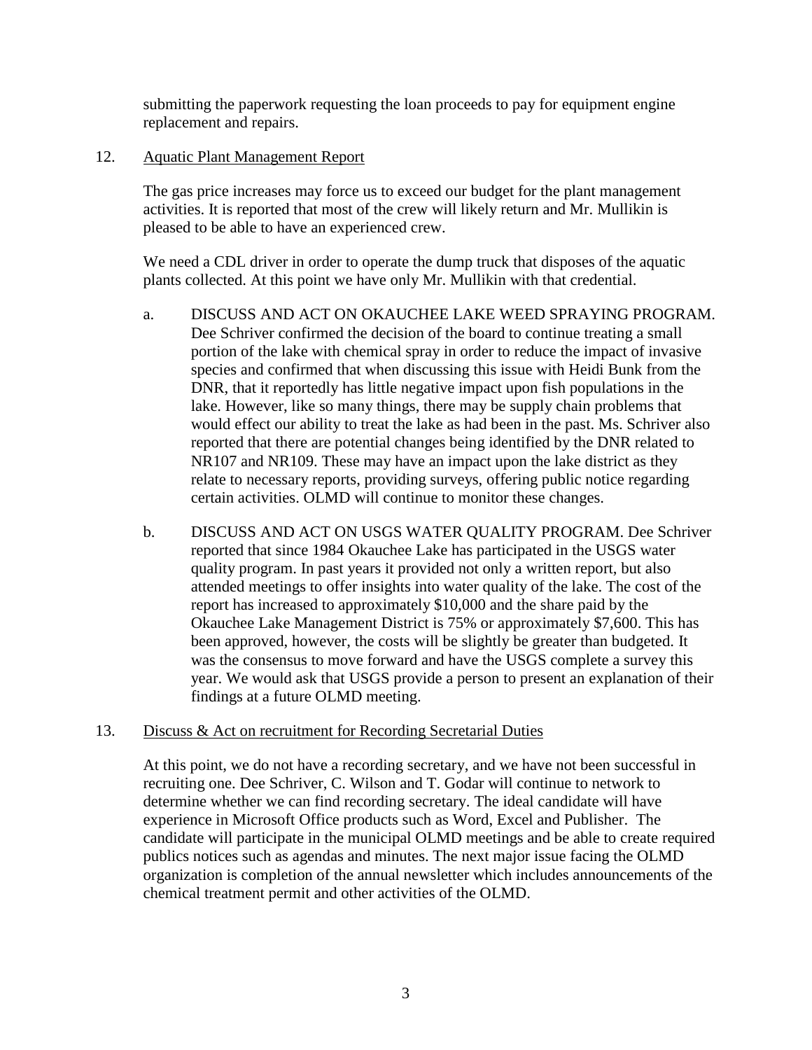submitting the paperwork requesting the loan proceeds to pay for equipment engine replacement and repairs.

12. <u>Aquatic Plant Management Report</u>

The gas price increases may force us to exceed our budget for the plant management activities. It is reported that most of the crew will likely return and Mr. Mullikin is pleased to be able to have an experienced crew.

We need a CDL driver in order to operate the dump truck that disposes of the aquatic plants collected. At this point we have only Mr. Mullikin with that credential.

a. DISCUSS AND ACT ON OKAUCHEE LAKE WEED SPRAYING PROGRAM. Dee Schriver confirmed the decision of the board to continue treating a small portion of the lake with chemical spray in order to reduce the impact of invasive species and confirmed that when discussing this issue with Heidi Bunk from the DNR, that it reportedly has little negative impact upon fish populations in the lake. However, like so many things, there may be supply chain problems that would effect our ability to treat the lake as had been in the past. Ms. Schriver also reported that there are potential changes being identified by the DNR related to NR107 and NR109. These may have an impact upon the lake district as they relate to necessary reports, providing surveys, offering public notice regarding certain activities. OLMD will continue to monitor these changes.

b. DISCUSS AND ACT ON USGS WATER QUALITY PROGRAM. Dee Schriver reported that since 1984 Okauchee Lake has participated in the USGS water quality program. In past years it provided not only a written report, but also attended meetings to offer insights into water quality of the lake. The cost of the report has increased to approximately $10,000 and the share paid by the Okauchee Lake Management District is 75% or approximately $7,600. This has been approved, however, the costs will be slightly be greater than budgeted. It was the consensus to move forward and have the USGS complete a survey this year. We would ask that USGS provide a person to present an explanation of their findings at a future OLMD meeting.

13. <u>Discuss & Act on recruitment for Recording Secretarial Duties</u>

At this point, we do not have a recording secretary, and we have not been successful in recruiting one. Dee Schriver, C. Wilson and T. Godar will continue to network to determine whether we can find recording secretary. The ideal candidate will have experience in Microsoft Office products such as Word, Excel and Publisher. The candidate will participate in the municipal OLMD meetings and be able to create required publics notices such as agendas and minutes. The next major issue facing the OLMD organization is completion of the annual newsletter which includes announcements of the chemical treatment permit and other activities of the OLMD.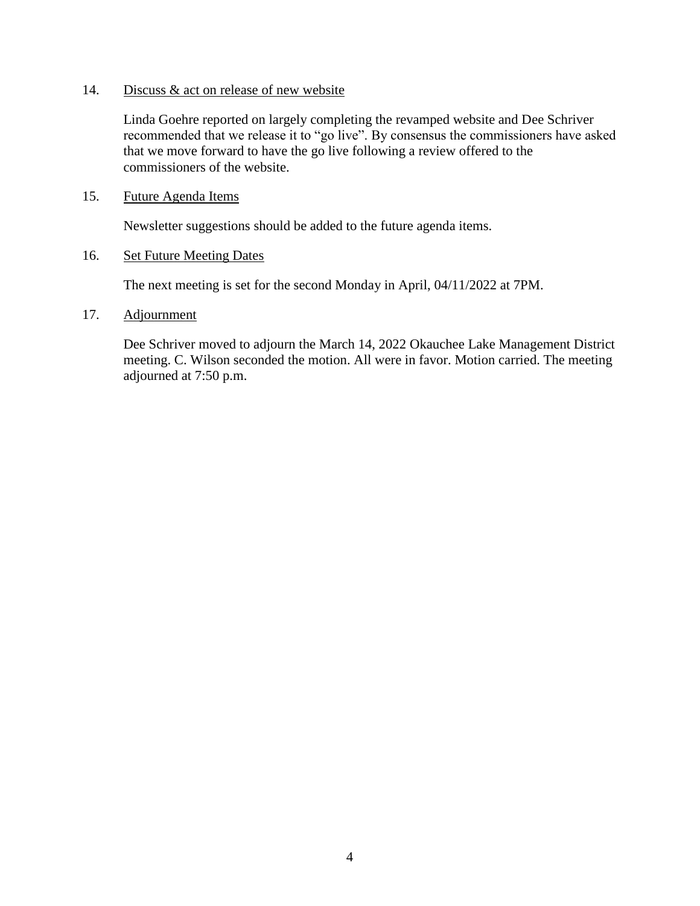14. <u>Discuss & act on release of new website</u>

    Linda Goehre reported on largely completing the revamped website and Dee Schriver recommended that we release it to "go live". By consensus the commissioners have asked that we move forward to have the go live following a review offered to the commissioners of the website.

15. <u>Future Agenda Items</u>

    Newsletter suggestions should be added to the future agenda items.

16. <u>Set Future Meeting Dates</u>

    The next meeting is set for the second Monday in April, 04/11/2022 at 7PM.

17. <u>Adjournment</u>

    Dee Schriver moved to adjourn the March 14, 2022 Okauchee Lake Management District meeting. C. Wilson seconded the motion. All were in favor. Motion carried. The meeting adjourned at 7:50 p.m.